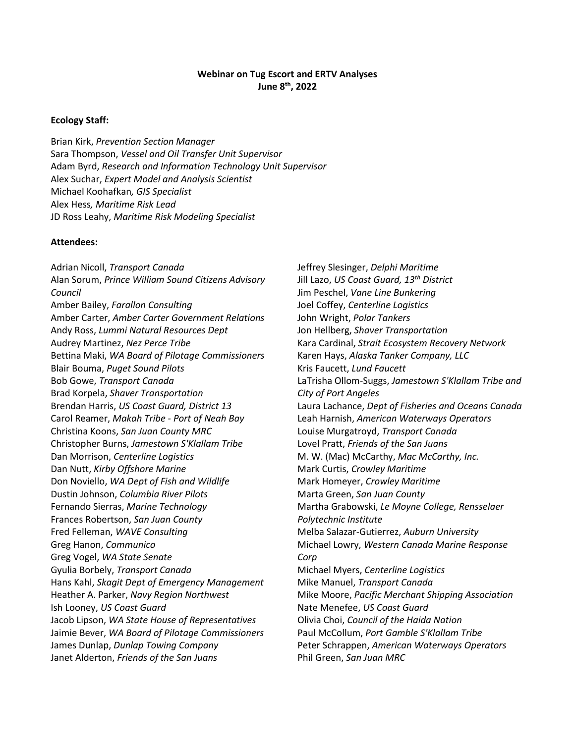**Webinar on Tug Escort and ERTV Analyses**
**June 8th, 2022**

**Ecology Staff:**

Brian Kirk, *Prevention Section Manager*
Sara Thompson, *Vessel and Oil Transfer Unit Supervisor*
Adam Byrd, *Research and Information Technology Unit Supervisor*
Alex Suchar, *Expert Model and Analysis Scientist*
Michael Koohafkan, *GIS Specialist*
Alex Hess, *Maritime Risk Lead*
JD Ross Leahy, *Maritime Risk Modeling Specialist*

**Attendees:**

Adrian Nicoll, *Transport Canada*
Alan Sorum, *Prince William Sound Citizens Advisory Council*
Amber Bailey, *Farallon Consulting*
Amber Carter, *Amber Carter Government Relations*
Andy Ross, *Lummi Natural Resources Dept*
Audrey Martinez, *Nez Perce Tribe*
Bettina Maki, *WA Board of Pilotage Commissioners*
Blair Bouma, *Puget Sound Pilots*
Bob Gowe, *Transport Canada*
Brad Korpela, *Shaver Transportation*
Brendan Harris, *US Coast Guard, District 13*
Carol Reamer, *Makah Tribe - Port of Neah Bay*
Christina Koons, *San Juan County MRC*
Christopher Burns, *Jamestown S'Klallam Tribe*
Dan Morrison, *Centerline Logistics*
Dan Nutt, *Kirby Offshore Marine*
Don Noviello, *WA Dept of Fish and Wildlife*
Dustin Johnson, *Columbia River Pilots*
Fernando Sierras, *Marine Technology*
Frances Robertson, *San Juan County*
Fred Felleman, *WAVE Consulting*
Greg Hanon, *Communico*
Greg Vogel, *WA State Senate*
Gyulia Borbely, *Transport Canada*
Hans Kahl, *Skagit Dept of Emergency Management*
Heather A. Parker, *Navy Region Northwest*
Ish Looney, *US Coast Guard*
Jacob Lipson, *WA State House of Representatives*
Jaimie Bever, *WA Board of Pilotage Commissioners*
James Dunlap, *Dunlap Towing Company*
Janet Alderton, *Friends of the San Juans*
Jeffrey Slesinger, *Delphi Maritime*
Jill Lazo, *US Coast Guard, 13th District*
Jim Peschel, *Vane Line Bunkering*
Joel Coffey, *Centerline Logistics*
John Wright, *Polar Tankers*
Jon Hellberg, *Shaver Transportation*
Kara Cardinal, *Strait Ecosystem Recovery Network*
Karen Hays, *Alaska Tanker Company, LLC*
Kris Faucett, *Lund Faucett*
LaTrisha Ollom-Suggs, *Jamestown S'Klallam Tribe and City of Port Angeles*
Laura Lachance, *Dept of Fisheries and Oceans Canada*
Leah Harnish, *American Waterways Operators*
Louise Murgatroyd, *Transport Canada*
Lovel Pratt, *Friends of the San Juans*
M. W. (Mac) McCarthy, *Mac McCarthy, Inc.*
Mark Curtis, *Crowley Maritime*
Mark Homeyer, *Crowley Maritime*
Marta Green, *San Juan County*
Martha Grabowski, *Le Moyne College, Rensselaer Polytechnic Institute*
Melba Salazar-Gutierrez, *Auburn University*
Michael Lowry, *Western Canada Marine Response Corp*
Michael Myers, *Centerline Logistics*
Mike Manuel, *Transport Canada*
Mike Moore, *Pacific Merchant Shipping Association*
Nate Menefee, *US Coast Guard*
Olivia Choi, *Council of the Haida Nation*
Paul McCollum, *Port Gamble S'Klallam Tribe*
Peter Schrappen, *American Waterways Operators*
Phil Green, *San Juan MRC*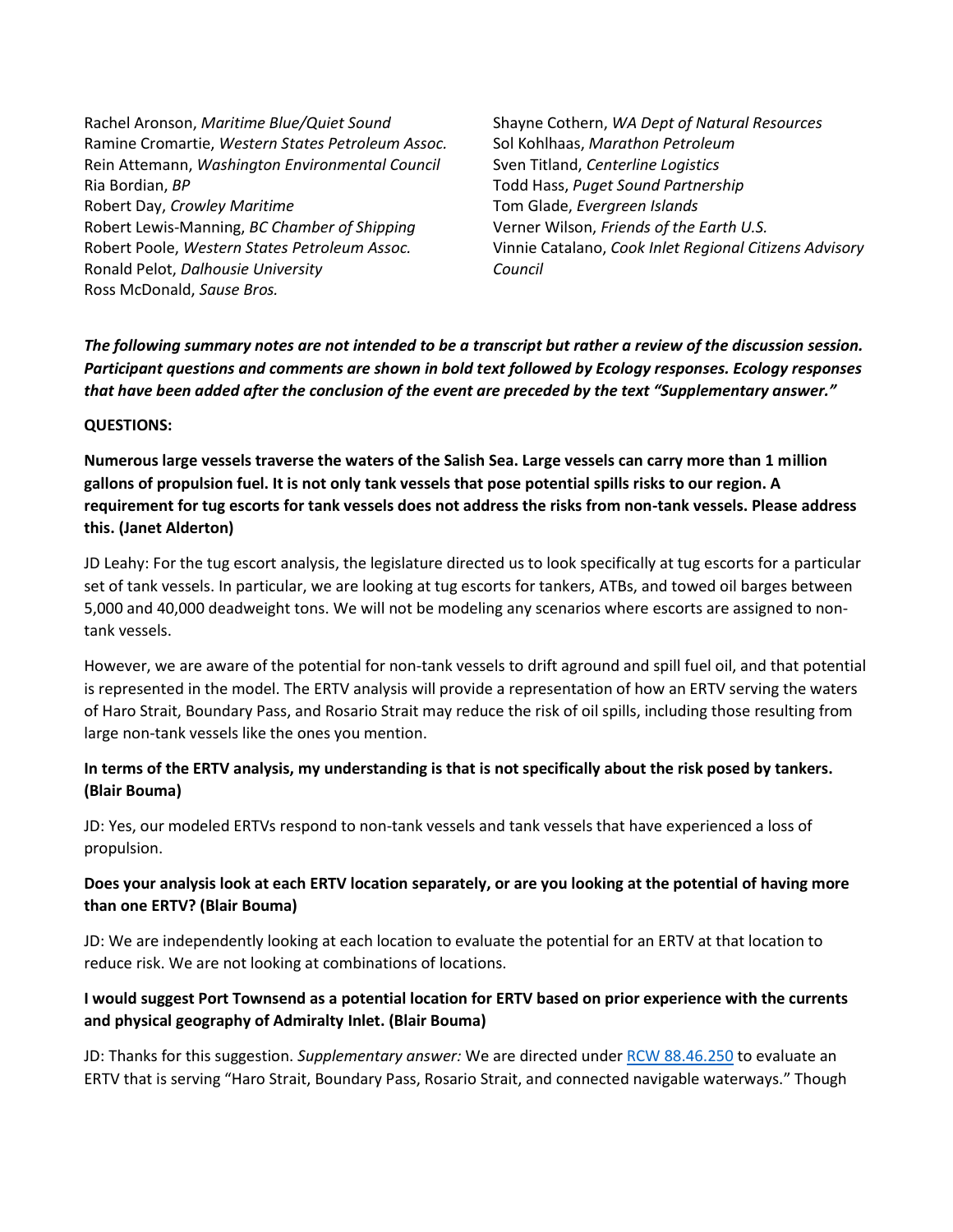Rachel Aronson, *Maritime Blue/Quiet Sound*
Ramine Cromartie, *Western States Petroleum Assoc.*
Rein Attemann, *Washington Environmental Council*
Ria Bordian, *BP*
Robert Day, *Crowley Maritime*
Robert Lewis-Manning, *BC Chamber of Shipping*
Robert Poole, *Western States Petroleum Assoc.*
Ronald Pelot, *Dalhousie University*
Ross McDonald, *Sause Bros.*
Shayne Cothern, *WA Dept of Natural Resources*
Sol Kohlhaas, *Marathon Petroleum*
Sven Titland, *Centerline Logistics*
Todd Hass, *Puget Sound Partnership*
Tom Glade, *Evergreen Islands*
Verner Wilson, *Friends of the Earth U.S.*
Vinnie Catalano, *Cook Inlet Regional Citizens Advisory Council*

***The following summary notes are not intended to be a transcript but rather a review of the discussion session. Participant questions and comments are shown in bold text followed by Ecology responses. Ecology responses that have been added after the conclusion of the event are preceded by the text "Supplementary answer."***

**QUESTIONS:**

**Numerous large vessels traverse the waters of the Salish Sea. Large vessels can carry more than 1 million gallons of propulsion fuel. It is not only tank vessels that pose potential spills risks to our region. A requirement for tug escorts for tank vessels does not address the risks from non-tank vessels. Please address this. (Janet Alderton)**

JD Leahy: For the tug escort analysis, the legislature directed us to look specifically at tug escorts for a particular set of tank vessels. In particular, we are looking at tug escorts for tankers, ATBs, and towed oil barges between 5,000 and 40,000 deadweight tons. We will not be modeling any scenarios where escorts are assigned to non-tank vessels.

However, we are aware of the potential for non-tank vessels to drift aground and spill fuel oil, and that potential is represented in the model. The ERTV analysis will provide a representation of how an ERTV serving the waters of Haro Strait, Boundary Pass, and Rosario Strait may reduce the risk of oil spills, including those resulting from large non-tank vessels like the ones you mention.

**In terms of the ERTV analysis, my understanding is that is not specifically about the risk posed by tankers. (Blair Bouma)**

JD: Yes, our modeled ERTVs respond to non-tank vessels and tank vessels that have experienced a loss of propulsion.

**Does your analysis look at each ERTV location separately, or are you looking at the potential of having more than one ERTV? (Blair Bouma)**

JD: We are independently looking at each location to evaluate the potential for an ERTV at that location to reduce risk. We are not looking at combinations of locations.

**I would suggest Port Townsend as a potential location for ERTV based on prior experience with the currents and physical geography of Admiralty Inlet. (Blair Bouma)**

JD: Thanks for this suggestion. *Supplementary answer:* We are directed under [RCW 88.46.250]() to evaluate an ERTV that is serving "Haro Strait, Boundary Pass, Rosario Strait, and connected navigable waterways." Though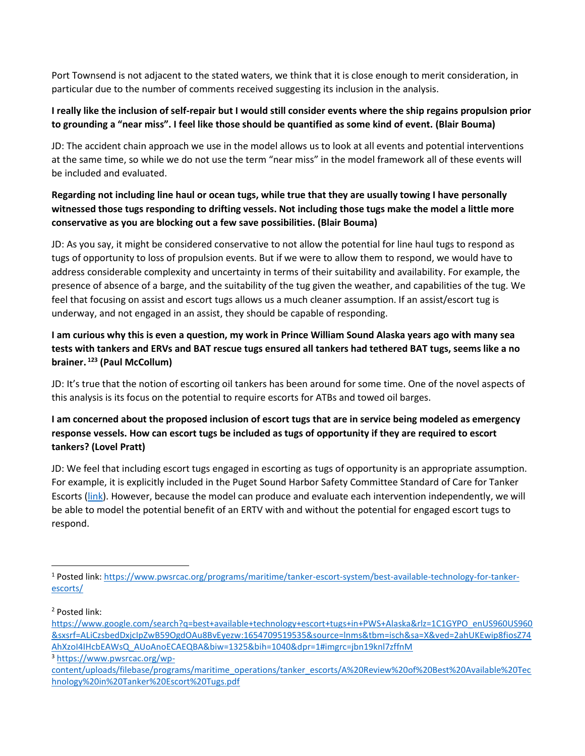Port Townsend is not adjacent to the stated waters, we think that it is close enough to merit consideration, in particular due to the number of comments received suggesting its inclusion in the analysis.

**I really like the inclusion of self-repair but I would still consider events where the ship regains propulsion prior to grounding a "near miss". I feel like those should be quantified as some kind of event. (Blair Bouma)**

JD: The accident chain approach we use in the model allows us to look at all events and potential interventions at the same time, so while we do not use the term "near miss" in the model framework all of these events will be included and evaluated.

**Regarding not including line haul or ocean tugs, while true that they are usually towing I have personally witnessed those tugs responding to drifting vessels. Not including those tugs make the model a little more conservative as you are blocking out a few save possibilities. (Blair Bouma)**

JD: As you say, it might be considered conservative to not allow the potential for line haul tugs to respond as tugs of opportunity to loss of propulsion events. But if we were to allow them to respond, we would have to address considerable complexity and uncertainty in terms of their suitability and availability. For example, the presence of absence of a barge, and the suitability of the tug given the weather, and capabilities of the tug. We feel that focusing on assist and escort tugs allows us a much cleaner assumption. If an assist/escort tug is underway, and not engaged in an assist, they should be capable of responding.

**I am curious why this is even a question, my work in Prince William Sound Alaska years ago with many sea tests with tankers and ERVs and BAT rescue tugs ensured all tankers had tethered BAT tugs, seems like a no brainer.[1,2,3] (Paul McCollum)**

JD: It's true that the notion of escorting oil tankers has been around for some time. One of the novel aspects of this analysis is its focus on the potential to require escorts for ATBs and towed oil barges.

**I am concerned about the proposed inclusion of escort tugs that are in service being modeled as emergency response vessels. How can escort tugs be included as tugs of opportunity if they are required to escort tankers? (Lovel Pratt)**

JD: We feel that including escort tugs engaged in escorting as tugs of opportunity is an appropriate assumption. For example, it is explicitly included in the Puget Sound Harbor Safety Committee Standard of Care for Tanker Escorts (link). However, because the model can produce and evaluate each intervention independently, we will be able to model the potential benefit of an ERTV with and without the potential for engaged escort tugs to respond.

---

[1] Posted link: https://www.pwsrcac.org/programs/maritime/tanker-escort-system/best-available-technology-for-tanker-escorts/

[2] Posted link: https://www.google.com/search?q=best+available+technology+escort+tugs+in+PWS+Alaska&rlz=1C1GYPO_enUS960US960&sxsrf=ALiCzsbedDxjcIpZwB59OgdOAu8BvEyezw:1654709519535&source=lnms&tbm=isch&sa=X&ved=2ahUKEwip8fiosZ74AhXzoI4IHcbEAWsQ_AUoAnoECAEQBA&biw=1325&bih=1040&dpr=1#imgrc=jbn19knl7zffnM

[3] https://www.pwsrcac.org/wp-content/uploads/filebase/programs/maritime_operations/tanker_escorts/A%20Review%20of%20Best%20Available%20Technology%20in%20Tanker%20Escort%20Tugs.pdf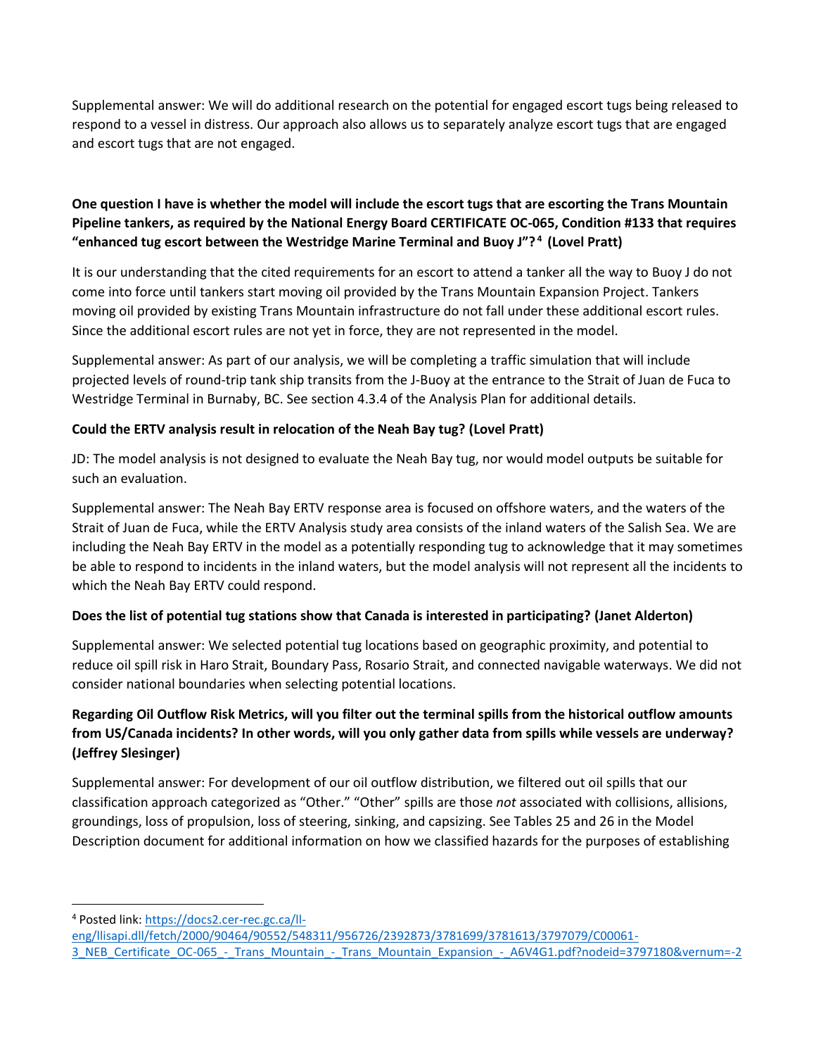Supplemental answer: We will do additional research on the potential for engaged escort tugs being released to respond to a vessel in distress. Our approach also allows us to separately analyze escort tugs that are engaged and escort tugs that are not engaged.

**One question I have is whether the model will include the escort tugs that are escorting the Trans Mountain Pipeline tankers, as required by the National Energy Board CERTIFICATE OC-065, Condition #133 that requires "enhanced tug escort between the Westridge Marine Terminal and Buoy J"?[4] (Lovel Pratt)**

It is our understanding that the cited requirements for an escort to attend a tanker all the way to Buoy J do not come into force until tankers start moving oil provided by the Trans Mountain Expansion Project. Tankers moving oil provided by existing Trans Mountain infrastructure do not fall under these additional escort rules. Since the additional escort rules are not yet in force, they are not represented in the model.

Supplemental answer: As part of our analysis, we will be completing a traffic simulation that will include projected levels of round-trip tank ship transits from the J-Buoy at the entrance to the Strait of Juan de Fuca to Westridge Terminal in Burnaby, BC. See section 4.3.4 of the Analysis Plan for additional details.

**Could the ERTV analysis result in relocation of the Neah Bay tug? (Lovel Pratt)**

JD: The model analysis is not designed to evaluate the Neah Bay tug, nor would model outputs be suitable for such an evaluation.

Supplemental answer: The Neah Bay ERTV response area is focused on offshore waters, and the waters of the Strait of Juan de Fuca, while the ERTV Analysis study area consists of the inland waters of the Salish Sea. We are including the Neah Bay ERTV in the model as a potentially responding tug to acknowledge that it may sometimes be able to respond to incidents in the inland waters, but the model analysis will not represent all the incidents to which the Neah Bay ERTV could respond.

**Does the list of potential tug stations show that Canada is interested in participating? (Janet Alderton)**

Supplemental answer: We selected potential tug locations based on geographic proximity, and potential to reduce oil spill risk in Haro Strait, Boundary Pass, Rosario Strait, and connected navigable waterways. We did not consider national boundaries when selecting potential locations.

**Regarding Oil Outflow Risk Metrics, will you filter out the terminal spills from the historical outflow amounts from US/Canada incidents? In other words, will you only gather data from spills while vessels are underway? (Jeffrey Slesinger)**

Supplemental answer: For development of our oil outflow distribution, we filtered out oil spills that our classification approach categorized as "Other." "Other" spills are those *not* associated with collisions, allisions, groundings, loss of propulsion, loss of steering, sinking, and capsizing. See Tables 25 and 26 in the Model Description document for additional information on how we classified hazards for the purposes of establishing

---

[4] Posted link: https://docs2.cer-rec.gc.ca/ll-eng/llisapi.dll/fetch/2000/90464/90552/548311/956726/2392873/3781699/3781613/3797079/C00061-3_NEB_Certificate_OC-065_-_Trans_Mountain_-_Trans_Mountain_Expansion_-_A6V4G1.pdf?nodeid=3797180&vernum=-2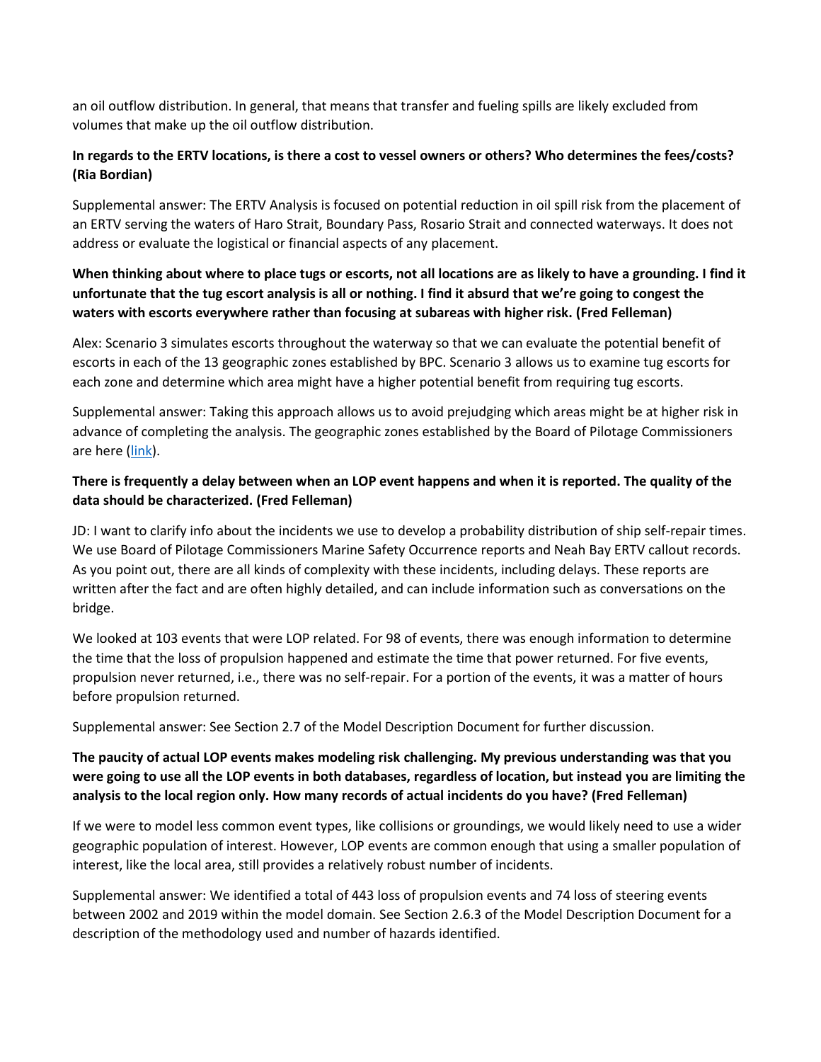an oil outflow distribution. In general, that means that transfer and fueling spills are likely excluded from volumes that make up the oil outflow distribution.

**In regards to the ERTV locations, is there a cost to vessel owners or others? Who determines the fees/costs? (Ria Bordian)**

Supplemental answer: The ERTV Analysis is focused on potential reduction in oil spill risk from the placement of an ERTV serving the waters of Haro Strait, Boundary Pass, Rosario Strait and connected waterways. It does not address or evaluate the logistical or financial aspects of any placement.

**When thinking about where to place tugs or escorts, not all locations are as likely to have a grounding. I find it unfortunate that the tug escort analysis is all or nothing. I find it absurd that we're going to congest the waters with escorts everywhere rather than focusing at subareas with higher risk. (Fred Felleman)**

Alex: Scenario 3 simulates escorts throughout the waterway so that we can evaluate the potential benefit of escorts in each of the 13 geographic zones established by BPC. Scenario 3 allows us to examine tug escorts for each zone and determine which area might have a higher potential benefit from requiring tug escorts.

Supplemental answer: Taking this approach allows us to avoid prejudging which areas might be at higher risk in advance of completing the analysis. The geographic zones established by the Board of Pilotage Commissioners are here (link).

**There is frequently a delay between when an LOP event happens and when it is reported. The quality of the data should be characterized. (Fred Felleman)**

JD: I want to clarify info about the incidents we use to develop a probability distribution of ship self-repair times. We use Board of Pilotage Commissioners Marine Safety Occurrence reports and Neah Bay ERTV callout records. As you point out, there are all kinds of complexity with these incidents, including delays. These reports are written after the fact and are often highly detailed, and can include information such as conversations on the bridge.

We looked at 103 events that were LOP related. For 98 of events, there was enough information to determine the time that the loss of propulsion happened and estimate the time that power returned. For five events, propulsion never returned, i.e., there was no self-repair. For a portion of the events, it was a matter of hours before propulsion returned.

Supplemental answer: See Section 2.7 of the Model Description Document for further discussion.

**The paucity of actual LOP events makes modeling risk challenging. My previous understanding was that you were going to use all the LOP events in both databases, regardless of location, but instead you are limiting the analysis to the local region only. How many records of actual incidents do you have? (Fred Felleman)**

If we were to model less common event types, like collisions or groundings, we would likely need to use a wider geographic population of interest. However, LOP events are common enough that using a smaller population of interest, like the local area, still provides a relatively robust number of incidents.

Supplemental answer: We identified a total of 443 loss of propulsion events and 74 loss of steering events between 2002 and 2019 within the model domain. See Section 2.6.3 of the Model Description Document for a description of the methodology used and number of hazards identified.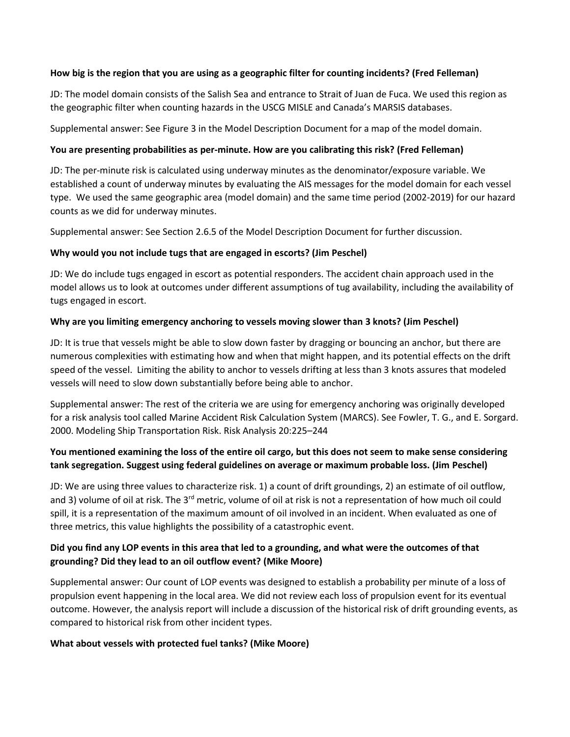**How big is the region that you are using as a geographic filter for counting incidents? (Fred Felleman)**

JD: The model domain consists of the Salish Sea and entrance to Strait of Juan de Fuca. We used this region as the geographic filter when counting hazards in the USCG MISLE and Canada's MARSIS databases.

Supplemental answer: See Figure 3 in the Model Description Document for a map of the model domain.

**You are presenting probabilities as per-minute. How are you calibrating this risk? (Fred Felleman)**

JD: The per-minute risk is calculated using underway minutes as the denominator/exposure variable. We established a count of underway minutes by evaluating the AIS messages for the model domain for each vessel type. We used the same geographic area (model domain) and the same time period (2002-2019) for our hazard counts as we did for underway minutes.

Supplemental answer: See Section 2.6.5 of the Model Description Document for further discussion.

**Why would you not include tugs that are engaged in escorts? (Jim Peschel)**

JD: We do include tugs engaged in escort as potential responders. The accident chain approach used in the model allows us to look at outcomes under different assumptions of tug availability, including the availability of tugs engaged in escort.

**Why are you limiting emergency anchoring to vessels moving slower than 3 knots? (Jim Peschel)**

JD: It is true that vessels might be able to slow down faster by dragging or bouncing an anchor, but there are numerous complexities with estimating how and when that might happen, and its potential effects on the drift speed of the vessel. Limiting the ability to anchor to vessels drifting at less than 3 knots assures that modeled vessels will need to slow down substantially before being able to anchor.

Supplemental answer: The rest of the criteria we are using for emergency anchoring was originally developed for a risk analysis tool called Marine Accident Risk Calculation System (MARCS). See Fowler, T. G., and E. Sorgard. 2000. Modeling Ship Transportation Risk. Risk Analysis 20:225–244

**You mentioned examining the loss of the entire oil cargo, but this does not seem to make sense considering tank segregation. Suggest using federal guidelines on average or maximum probable loss. (Jim Peschel)**

JD: We are using three values to characterize risk. 1) a count of drift groundings, 2) an estimate of oil outflow, and 3) volume of oil at risk. The 3rd metric, volume of oil at risk is not a representation of how much oil could spill, it is a representation of the maximum amount of oil involved in an incident. When evaluated as one of three metrics, this value highlights the possibility of a catastrophic event.

**Did you find any LOP events in this area that led to a grounding, and what were the outcomes of that grounding? Did they lead to an oil outflow event? (Mike Moore)**

Supplemental answer: Our count of LOP events was designed to establish a probability per minute of a loss of propulsion event happening in the local area. We did not review each loss of propulsion event for its eventual outcome. However, the analysis report will include a discussion of the historical risk of drift grounding events, as compared to historical risk from other incident types.

**What about vessels with protected fuel tanks? (Mike Moore)**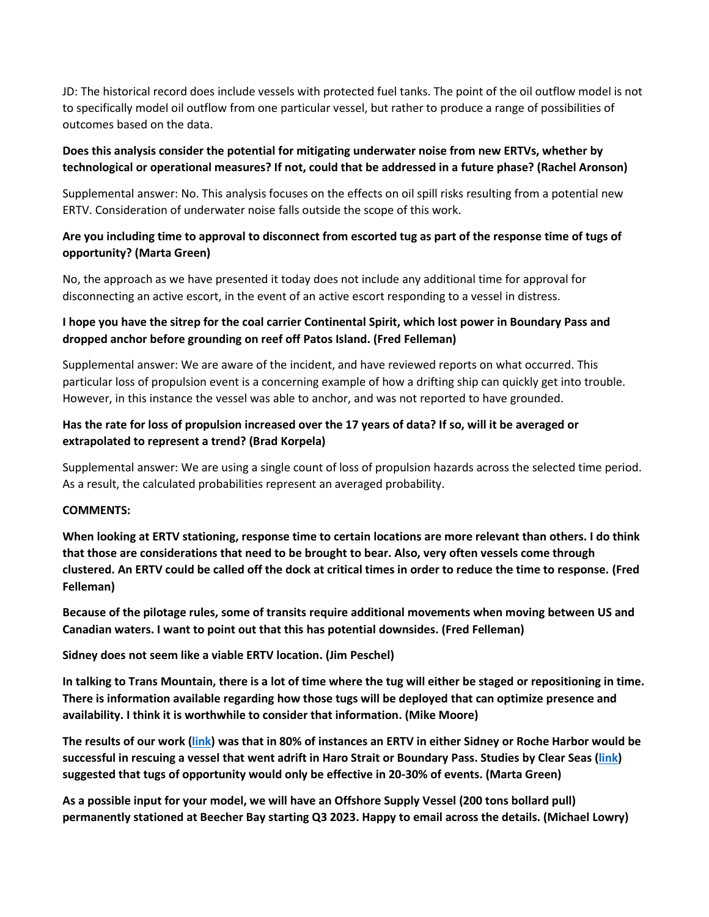JD: The historical record does include vessels with protected fuel tanks. The point of the oil outflow model is not to specifically model oil outflow from one particular vessel, but rather to produce a range of possibilities of outcomes based on the data.

**Does this analysis consider the potential for mitigating underwater noise from new ERTVs, whether by technological or operational measures? If not, could that be addressed in a future phase? (Rachel Aronson)**

Supplemental answer: No. This analysis focuses on the effects on oil spill risks resulting from a potential new ERTV. Consideration of underwater noise falls outside the scope of this work.

**Are you including time to approval to disconnect from escorted tug as part of the response time of tugs of opportunity? (Marta Green)**

No, the approach as we have presented it today does not include any additional time for approval for disconnecting an active escort, in the event of an active escort responding to a vessel in distress.

**I hope you have the sitrep for the coal carrier Continental Spirit, which lost power in Boundary Pass and dropped anchor before grounding on reef off Patos Island. (Fred Felleman)**

Supplemental answer: We are aware of the incident, and have reviewed reports on what occurred. This particular loss of propulsion event is a concerning example of how a drifting ship can quickly get into trouble. However, in this instance the vessel was able to anchor, and was not reported to have grounded.

**Has the rate for loss of propulsion increased over the 17 years of data? If so, will it be averaged or extrapolated to represent a trend? (Brad Korpela)**

Supplemental answer: We are using a single count of loss of propulsion hazards across the selected time period. As a result, the calculated probabilities represent an averaged probability.

**COMMENTS:**

**When looking at ERTV stationing, response time to certain locations are more relevant than others. I do think that those are considerations that need to be brought to bear. Also, very often vessels come through clustered. An ERTV could be called off the dock at critical times in order to reduce the time to response. (Fred Felleman)**

**Because of the pilotage rules, some of transits require additional movements when moving between US and Canadian waters. I want to point out that this has potential downsides. (Fred Felleman)**

**Sidney does not seem like a viable ERTV location. (Jim Peschel)**

**In talking to Trans Mountain, there is a lot of time where the tug will either be staged or repositioning in time. There is information available regarding how those tugs will be deployed that can optimize presence and availability. I think it is worthwhile to consider that information. (Mike Moore)**

**The results of our work (link) was that in 80% of instances an ERTV in either Sidney or Roche Harbor would be successful in rescuing a vessel that went adrift in Haro Strait or Boundary Pass. Studies by Clear Seas (link) suggested that tugs of opportunity would only be effective in 20-30% of events. (Marta Green)**

**As a possible input for your model, we will have an Offshore Supply Vessel (200 tons bollard pull) permanently stationed at Beecher Bay starting Q3 2023. Happy to email across the details. (Michael Lowry)**